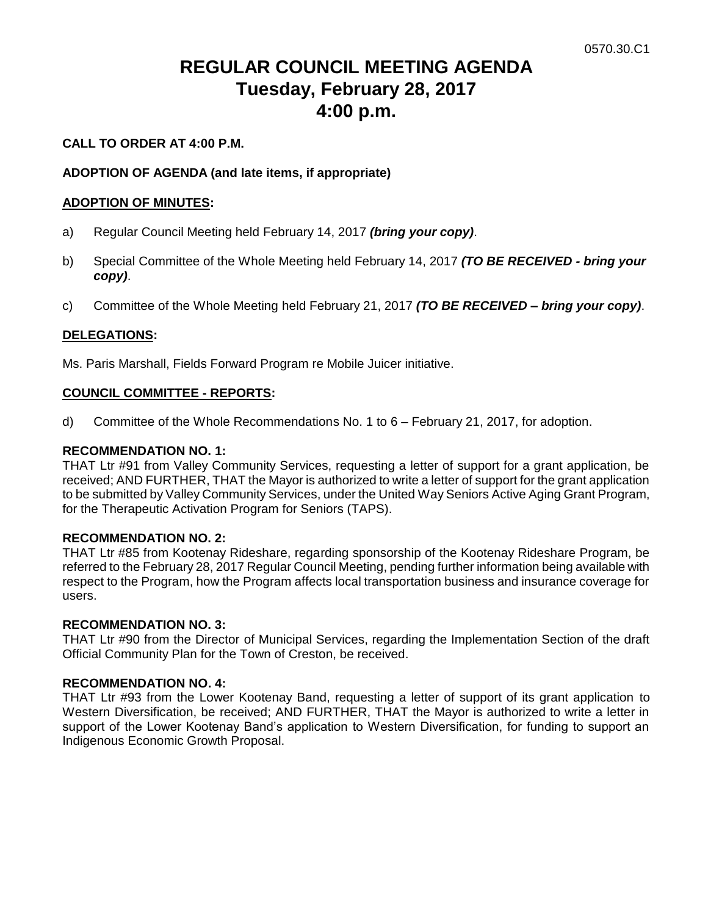0570.30.C1

# REGULAR COUNCIL MEETING AGENDA
# Tuesday, February 28, 2017
# 4:00 p.m.

**CALL TO ORDER AT 4:00 P.M.**

**ADOPTION OF AGENDA (and late items, if appropriate)**

**<u>ADOPTION OF MINUTES</u>:**

a) Regular Council Meeting held February 14, 2017 ***(bring your copy)***.

b) Special Committee of the Whole Meeting held February 14, 2017 ***(TO BE RECEIVED - bring your copy)***.

c) Committee of the Whole Meeting held February 21, 2017 ***(TO BE RECEIVED – bring your copy)***.

**<u>DELEGATIONS</u>:**

Ms. Paris Marshall, Fields Forward Program re Mobile Juicer initiative.

**<u>COUNCIL COMMITTEE - REPORTS</u>:**

d) Committee of the Whole Recommendations No. 1 to 6 – February 21, 2017, for adoption.

**RECOMMENDATION NO. 1:**
THAT Ltr #91 from Valley Community Services, requesting a letter of support for a grant application, be received; AND FURTHER, THAT the Mayor is authorized to write a letter of support for the grant application to be submitted by Valley Community Services, under the United Way Seniors Active Aging Grant Program, for the Therapeutic Activation Program for Seniors (TAPS).

**RECOMMENDATION NO. 2:**
THAT Ltr #85 from Kootenay Rideshare, regarding sponsorship of the Kootenay Rideshare Program, be referred to the February 28, 2017 Regular Council Meeting, pending further information being available with respect to the Program, how the Program affects local transportation business and insurance coverage for users.

**RECOMMENDATION NO. 3:**
THAT Ltr #90 from the Director of Municipal Services, regarding the Implementation Section of the draft Official Community Plan for the Town of Creston, be received.

**RECOMMENDATION NO. 4:**
THAT Ltr #93 from the Lower Kootenay Band, requesting a letter of support of its grant application to Western Diversification, be received; AND FURTHER, THAT the Mayor is authorized to write a letter in support of the Lower Kootenay Band's application to Western Diversification, for funding to support an Indigenous Economic Growth Proposal.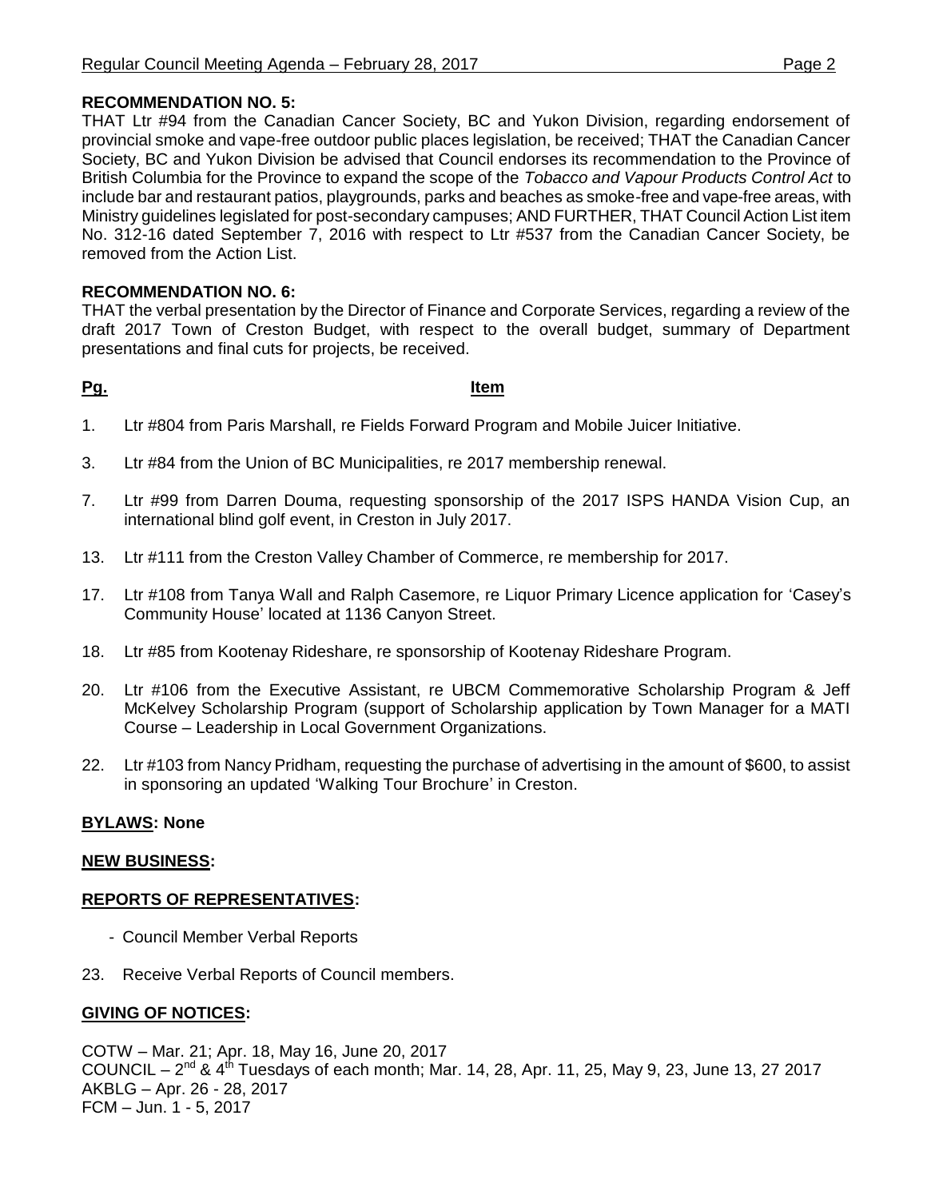**RECOMMENDATION NO. 5:**
THAT Ltr #94 from the Canadian Cancer Society, BC and Yukon Division, regarding endorsement of provincial smoke and vape-free outdoor public places legislation, be received; THAT the Canadian Cancer Society, BC and Yukon Division be advised that Council endorses its recommendation to the Province of British Columbia for the Province to expand the scope of the *Tobacco and Vapour Products Control Act* to include bar and restaurant patios, playgrounds, parks and beaches as smoke-free and vape-free areas, with Ministry guidelines legislated for post-secondary campuses; AND FURTHER, THAT Council Action List item No. 312-16 dated September 7, 2016 with respect to Ltr #537 from the Canadian Cancer Society, be removed from the Action List.

**RECOMMENDATION NO. 6:**
THAT the verbal presentation by the Director of Finance and Corporate Services, regarding a review of the draft 2017 Town of Creston Budget, with respect to the overall budget, summary of Department presentations and final cuts for projects, be received.

| **Pg.** | **Item** |
|---|---|
| 1. | Ltr #804 from Paris Marshall, re Fields Forward Program and Mobile Juicer Initiative. |
| 3. | Ltr #84 from the Union of BC Municipalities, re 2017 membership renewal. |
| 7. | Ltr #99 from Darren Douma, requesting sponsorship of the 2017 ISPS HANDA Vision Cup, an international blind golf event, in Creston in July 2017. |
| 13. | Ltr #111 from the Creston Valley Chamber of Commerce, re membership for 2017. |
| 17. | Ltr #108 from Tanya Wall and Ralph Casemore, re Liquor Primary Licence application for 'Casey's Community House' located at 1136 Canyon Street. |
| 18. | Ltr #85 from Kootenay Rideshare, re sponsorship of Kootenay Rideshare Program. |
| 20. | Ltr #106 from the Executive Assistant, re UBCM Commemorative Scholarship Program & Jeff McKelvey Scholarship Program (support of Scholarship application by Town Manager for a MATI Course – Leadership in Local Government Organizations. |
| 22. | Ltr #103 from Nancy Pridham, requesting the purchase of advertising in the amount of $600, to assist in sponsoring an updated 'Walking Tour Brochure' in Creston. |

**BYLAWS: None**

**NEW BUSINESS:**

**REPORTS OF REPRESENTATIVES:**

- Council Member Verbal Reports

23. Receive Verbal Reports of Council members.

**GIVING OF NOTICES:**

COTW – Mar. 21; Apr. 18, May 16, June 20, 2017
COUNCIL – 2nd & 4th Tuesdays of each month; Mar. 14, 28, Apr. 11, 25, May 9, 23, June 13, 27 2017
AKBLG – Apr. 26 - 28, 2017
FCM – Jun. 1 - 5, 2017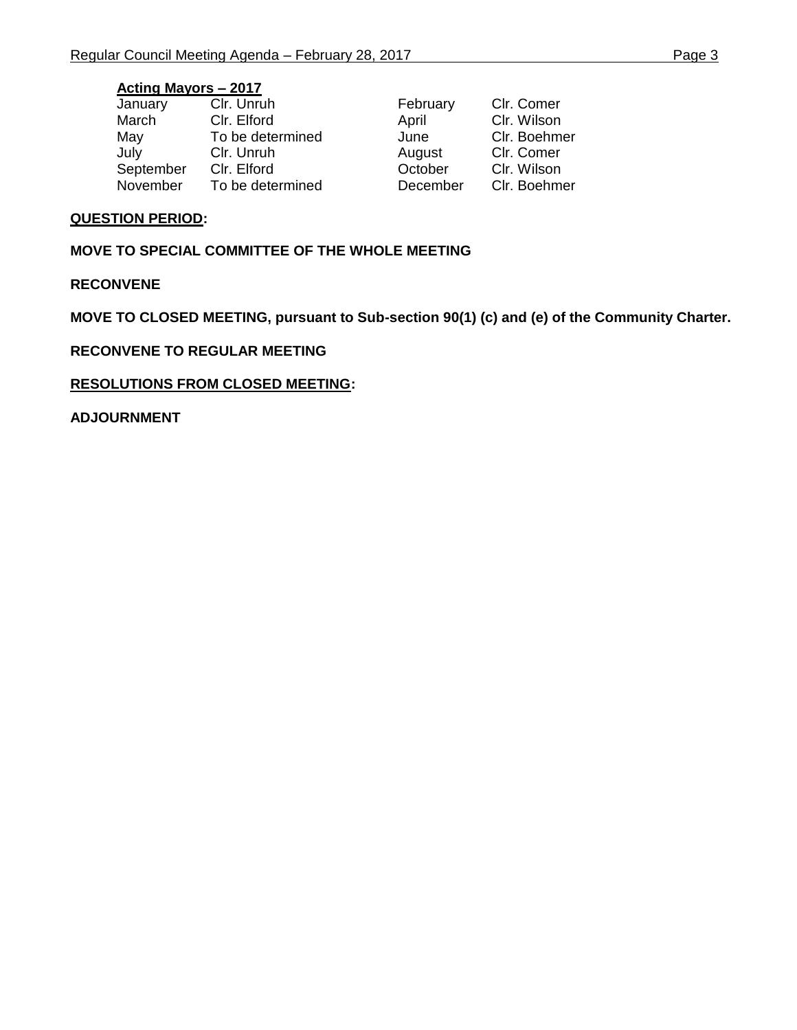**Acting Mayors – 2017**

| | | | |
|---|---|---|---|
| January | Clr. Unruh | February | Clr. Comer |
| March | Clr. Elford | April | Clr. Wilson |
| May | To be determined | June | Clr. Boehmer |
| July | Clr. Unruh | August | Clr. Comer |
| September | Clr. Elford | October | Clr. Wilson |
| November | To be determined | December | Clr. Boehmer |

**QUESTION PERIOD:**

**MOVE TO SPECIAL COMMITTEE OF THE WHOLE MEETING**

**RECONVENE**

**MOVE TO CLOSED MEETING, pursuant to Sub-section 90(1) (c) and (e) of the Community Charter.**

**RECONVENE TO REGULAR MEETING**

**RESOLUTIONS FROM CLOSED MEETING:**

**ADJOURNMENT**